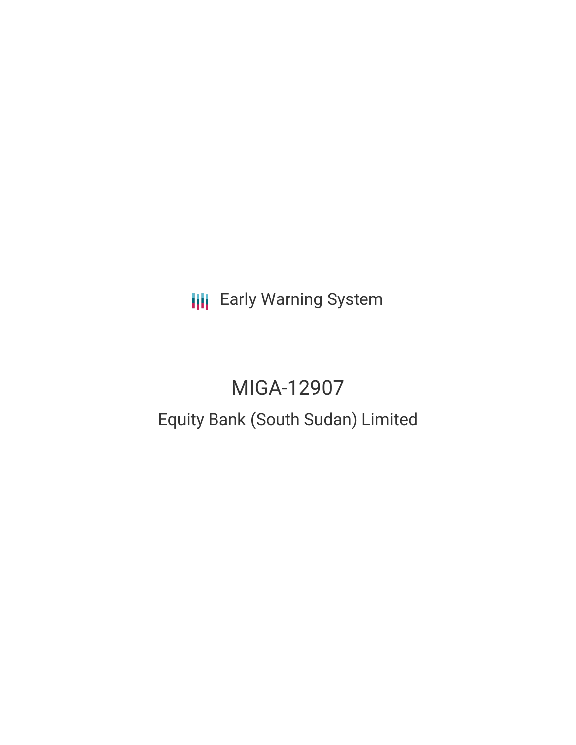Early Warning System

# MIGA-12907

## Equity Bank (South Sudan) Limited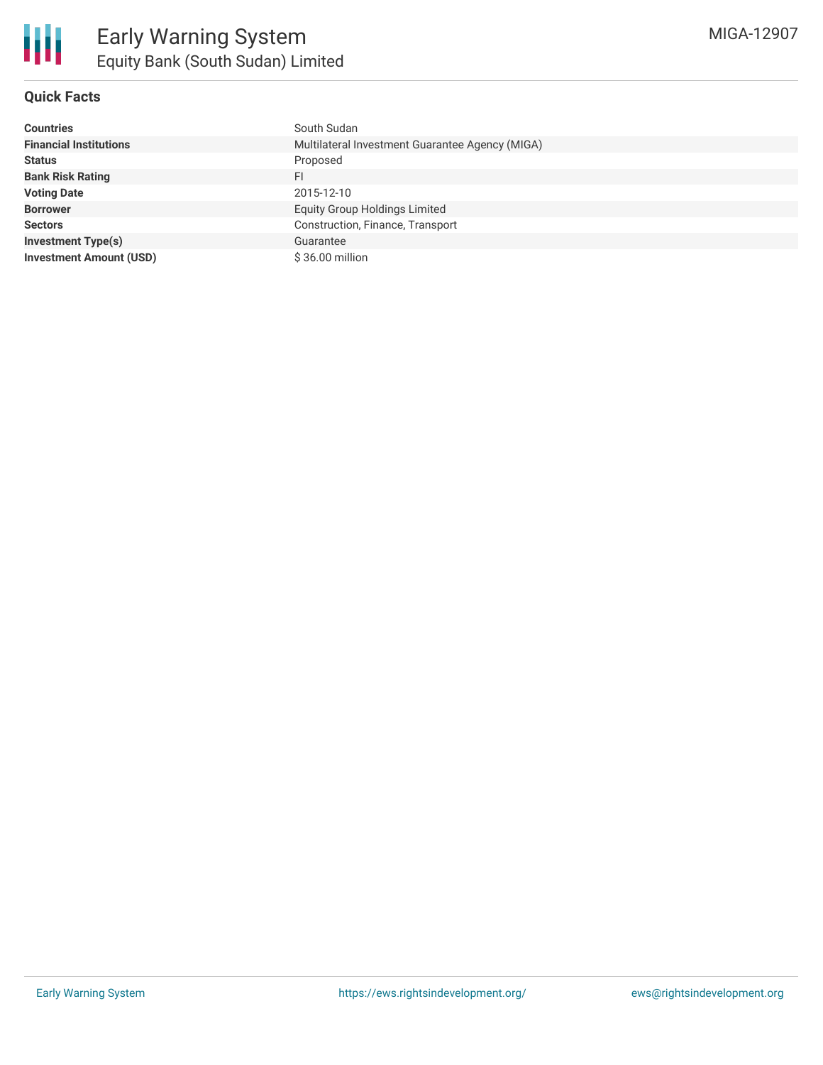# Early Warning System

## Equity Bank (South Sudan) Limited

MIGA-12907

### Quick Facts

| | |
|---|---|
| **Countries** | South Sudan |
| **Financial Institutions** | Multilateral Investment Guarantee Agency (MIGA) |
| **Status** | Proposed |
| **Bank Risk Rating** | FI |
| **Voting Date** | 2015-12-10 |
| **Borrower** | Equity Group Holdings Limited |
| **Sectors** | Construction, Finance, Transport |
| **Investment Type(s)** | Guarantee |
| **Investment Amount (USD)** | $ 36.00 million |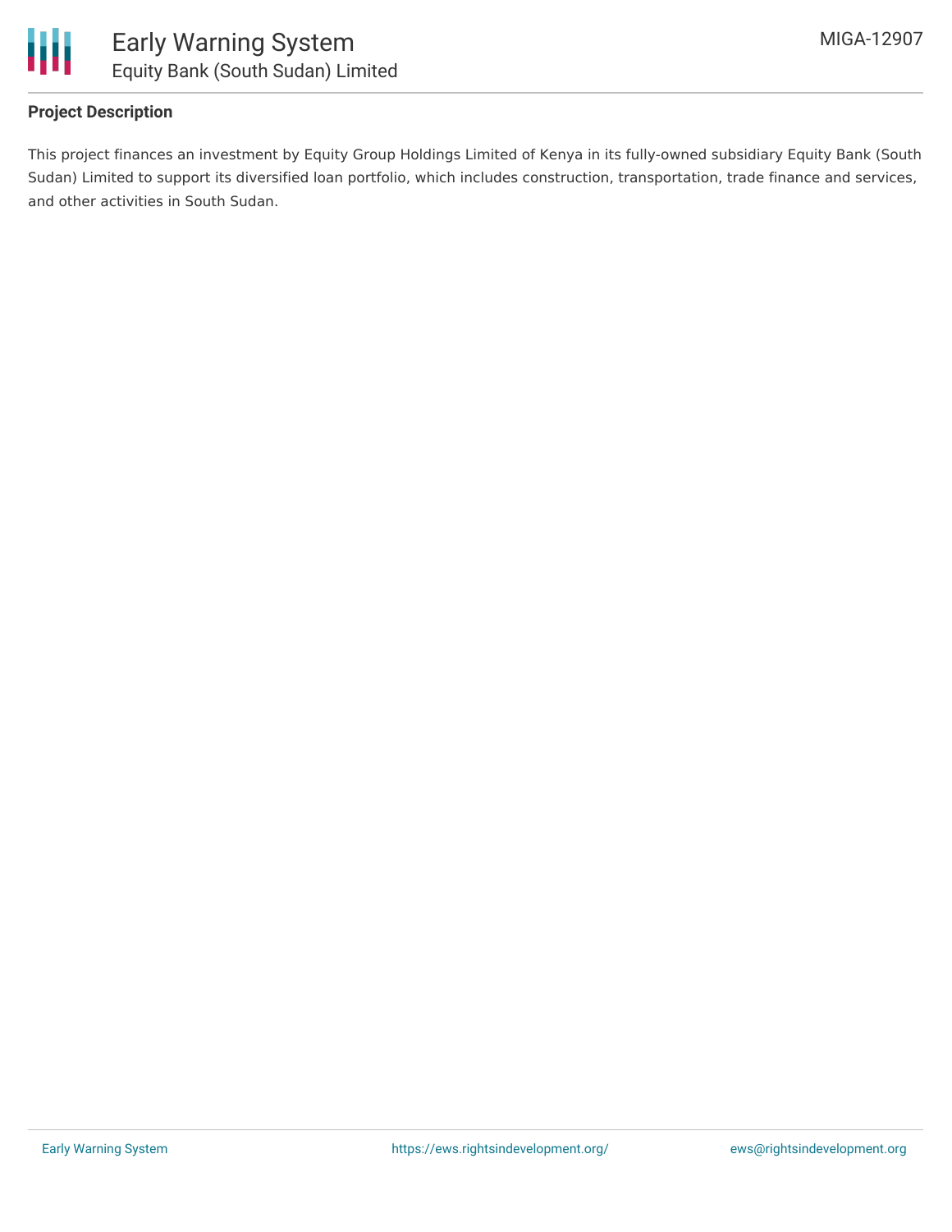## Project Description

This project finances an investment by Equity Group Holdings Limited of Kenya in its fully-owned subsidiary Equity Bank (South Sudan) Limited to support its diversified loan portfolio, which includes construction, transportation, trade finance and services, and other activities in South Sudan.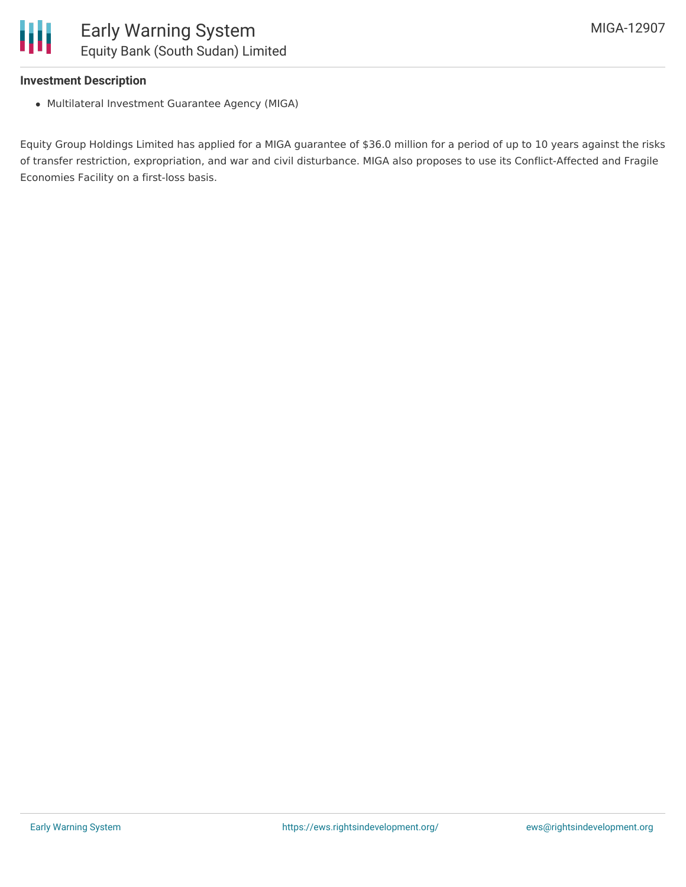### Investment Description

- Multilateral Investment Guarantee Agency (MIGA)

Equity Group Holdings Limited has applied for a MIGA guarantee of $36.0 million for a period of up to 10 years against the risks of transfer restriction, expropriation, and war and civil disturbance. MIGA also proposes to use its Conflict-Affected and Fragile Economies Facility on a first-loss basis.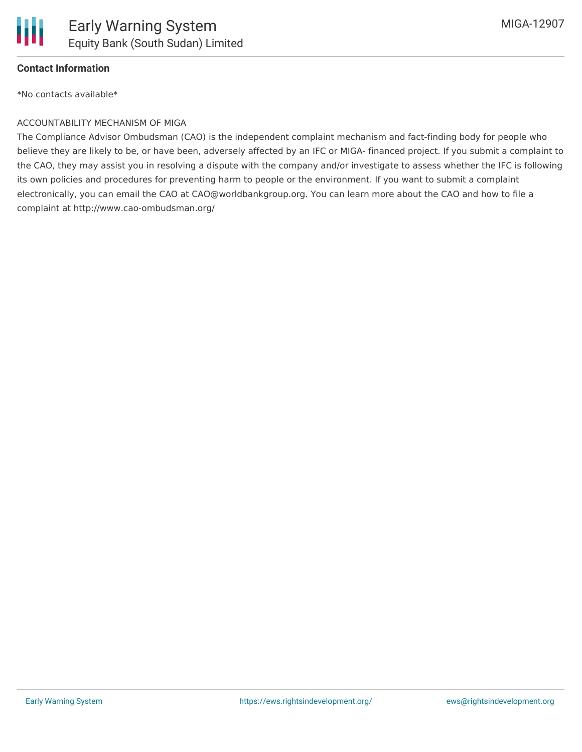**Contact Information**

*No contacts available*

ACCOUNTABILITY MECHANISM OF MIGA

The Compliance Advisor Ombudsman (CAO) is the independent complaint mechanism and fact-finding body for people who believe they are likely to be, or have been, adversely affected by an IFC or MIGA- financed project. If you submit a complaint to the CAO, they may assist you in resolving a dispute with the company and/or investigate to assess whether the IFC is following its own policies and procedures for preventing harm to people or the environment. If you want to submit a complaint electronically, you can email the CAO at CAO@worldbankgroup.org. You can learn more about the CAO and how to file a complaint at http://www.cao-ombudsman.org/